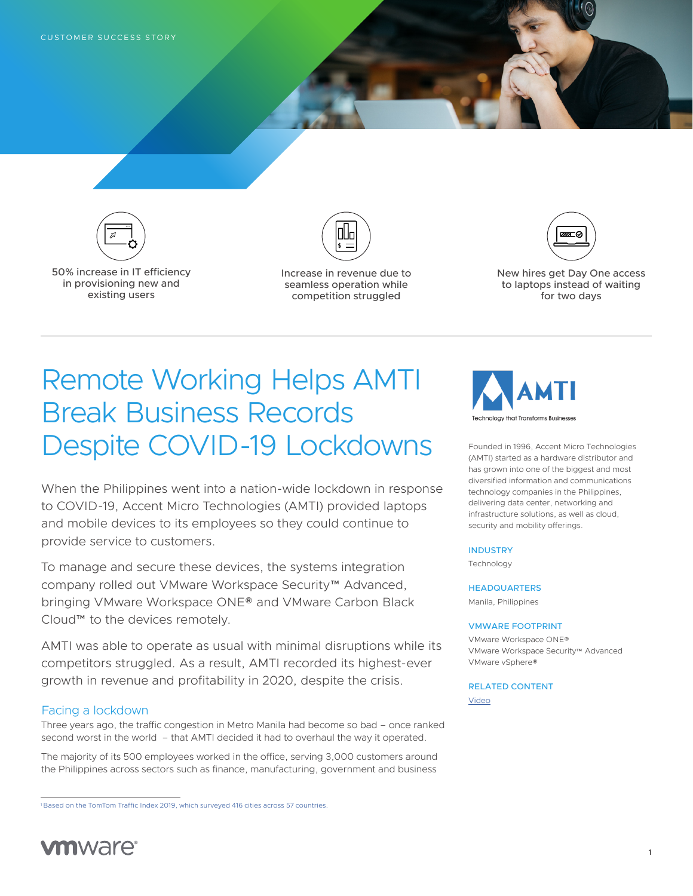CUSTOMER SUCCESS STORY

50% increase in IT efficiency in provisioning new and existing users

Increase in revenue due to seamless operation while competition struggled

New hires get Day One access to laptops instead of waiting for two days

# Remote Working Helps AMTI Break Business Records Despite COVID-19 Lockdowns

When the Philippines went into a nation-wide lockdown in response to COVID-19, Accent Micro Technologies (AMTI) provided laptops and mobile devices to its employees so they could continue to provide service to customers.

To manage and secure these devices, the systems integration company rolled out VMware Workspace Security™ Advanced, bringing VMware Workspace ONE® and VMware Carbon Black Cloud™ to the devices remotely.

AMTI was able to operate as usual with minimal disruptions while its competitors struggled. As a result, AMTI recorded its highest-ever growth in revenue and profitability in 2020, despite the crisis.

## Facing a lockdown

Three years ago, the traffic congestion in Metro Manila had become so bad – once ranked second worst in the world[1] – that AMTI decided it had to overhaul the way it operated.

The majority of its 500 employees worked in the office, serving 3,000 customers around the Philippines across sectors such as finance, manufacturing, government and business

AMTI
Technology that Transforms Businesses

Founded in 1996, Accent Micro Technologies (AMTI) started as a hardware distributor and has grown into one of the biggest and most diversified information and communications technology companies in the Philippines, delivering data center, networking and infrastructure solutions, as well as cloud, security and mobility offerings.

**INDUSTRY**
Technology

**HEADQUARTERS**
Manila, Philippines

**VMWARE FOOTPRINT**
VMware Workspace ONE®
VMware Workspace Security™ Advanced
VMware vSphere®

**RELATED CONTENT**
Video

[1] Based on the TomTom Traffic Index 2019, which surveyed 416 cities across 57 countries.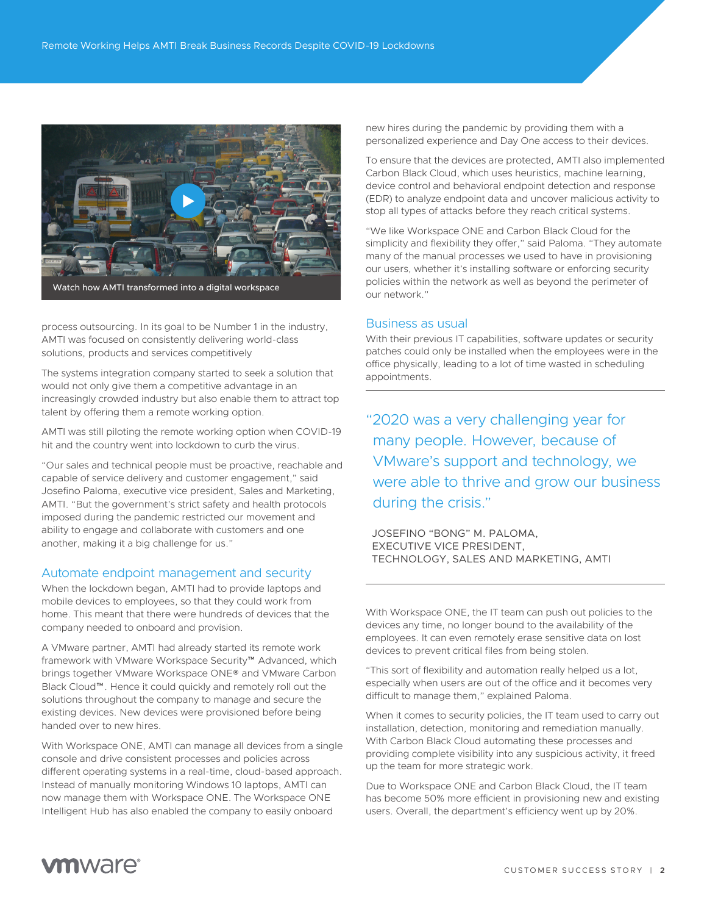Watch how AMTI transformed into a digital workspace

process outsourcing. In its goal to be Number 1 in the industry, AMTI was focused on consistently delivering world-class solutions, products and services competitively

The systems integration company started to seek a solution that would not only give them a competitive advantage in an increasingly crowded industry but also enable them to attract top talent by offering them a remote working option.

AMTI was still piloting the remote working option when COVID-19 hit and the country went into lockdown to curb the virus.

"Our sales and technical people must be proactive, reachable and capable of service delivery and customer engagement," said Josefino Paloma, executive vice president, Sales and Marketing, AMTI. "But the government's strict safety and health protocols imposed during the pandemic restricted our movement and ability to engage and collaborate with customers and one another, making it a big challenge for us."

## Automate endpoint management and security

When the lockdown began, AMTI had to provide laptops and mobile devices to employees, so that they could work from home. This meant that there were hundreds of devices that the company needed to onboard and provision.

A VMware partner, AMTI had already started its remote work framework with VMware Workspace Security™ Advanced, which brings together VMware Workspace ONE® and VMware Carbon Black Cloud™. Hence it could quickly and remotely roll out the solutions throughout the company to manage and secure the existing devices. New devices were provisioned before being handed over to new hires.

With Workspace ONE, AMTI can manage all devices from a single console and drive consistent processes and policies across different operating systems in a real-time, cloud-based approach. Instead of manually monitoring Windows 10 laptops, AMTI can now manage them with Workspace ONE. The Workspace ONE Intelligent Hub has also enabled the company to easily onboard new hires during the pandemic by providing them with a personalized experience and Day One access to their devices.

To ensure that the devices are protected, AMTI also implemented Carbon Black Cloud, which uses heuristics, machine learning, device control and behavioral endpoint detection and response (EDR) to analyze endpoint data and uncover malicious activity to stop all types of attacks before they reach critical systems.

"We like Workspace ONE and Carbon Black Cloud for the simplicity and flexibility they offer," said Paloma. "They automate many of the manual processes we used to have in provisioning our users, whether it's installing software or enforcing security policies within the network as well as beyond the perimeter of our network."

## Business as usual

With their previous IT capabilities, software updates or security patches could only be installed when the employees were in the office physically, leading to a lot of time wasted in scheduling appointments.

> "2020 was a very challenging year for many people. However, because of VMware's support and technology, we were able to thrive and grow our business during the crisis."
>
> JOSEFINO "BONG" M. PALOMA,
> EXECUTIVE VICE PRESIDENT,
> TECHNOLOGY, SALES AND MARKETING, AMTI

With Workspace ONE, the IT team can push out policies to the devices any time, no longer bound to the availability of the employees. It can even remotely erase sensitive data on lost devices to prevent critical files from being stolen.

"This sort of flexibility and automation really helped us a lot, especially when users are out of the office and it becomes very difficult to manage them," explained Paloma.

When it comes to security policies, the IT team used to carry out installation, detection, monitoring and remediation manually. With Carbon Black Cloud automating these processes and providing complete visibility into any suspicious activity, it freed up the team for more strategic work.

Due to Workspace ONE and Carbon Black Cloud, the IT team has become 50% more efficient in provisioning new and existing users. Overall, the department's efficiency went up by 20%.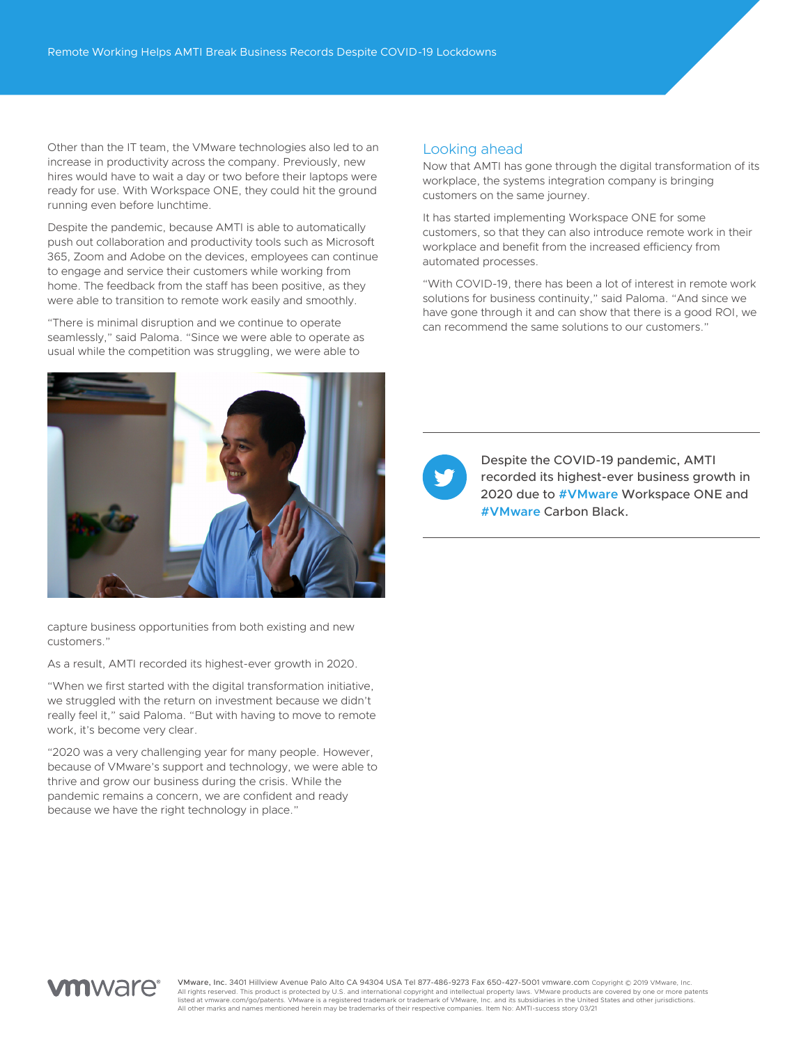Other than the IT team, the VMware technologies also led to an increase in productivity across the company. Previously, new hires would have to wait a day or two before their laptops were ready for use. With Workspace ONE, they could hit the ground running even before lunchtime.

Despite the pandemic, because AMTI is able to automatically push out collaboration and productivity tools such as Microsoft 365, Zoom and Adobe on the devices, employees can continue to engage and service their customers while working from home. The feedback from the staff has been positive, as they were able to transition to remote work easily and smoothly.

"There is minimal disruption and we continue to operate seamlessly," said Paloma. "Since we were able to operate as usual while the competition was struggling, we were able to capture business opportunities from both existing and new customers."

As a result, AMTI recorded its highest-ever growth in 2020.

"When we first started with the digital transformation initiative, we struggled with the return on investment because we didn't really feel it," said Paloma. "But with having to move to remote work, it's become very clear.

"2020 was a very challenging year for many people. However, because of VMware's support and technology, we were able to thrive and grow our business during the crisis. While the pandemic remains a concern, we are confident and ready because we have the right technology in place."

## Looking ahead

Now that AMTI has gone through the digital transformation of its workplace, the systems integration company is bringing customers on the same journey.

It has started implementing Workspace ONE for some customers, so that they can also introduce remote work in their workplace and benefit from the increased efficiency from automated processes.

"With COVID-19, there has been a lot of interest in remote work solutions for business continuity," said Paloma. "And since we have gone through it and can show that there is a good ROI, we can recommend the same solutions to our customers."

Despite the COVID-19 pandemic, AMTI recorded its highest-ever business growth in 2020 due to #VMware Workspace ONE and #VMware Carbon Black.

VMware, Inc. 3401 Hillview Avenue Palo Alto CA 94304 USA Tel 877-486-9273 Fax 650-427-5001 vmware.com Copyright © 2019 VMware, Inc. All rights reserved. This product is protected by U.S. and international copyright and intellectual property laws. VMware products are covered by one or more patents listed at vmware.com/go/patents. VMware is a registered trademark or trademark of VMware, Inc. and its subsidiaries in the United States and other jurisdictions. All other marks and names mentioned herein may be trademarks of their respective companies. Item No: AMTI-success story 03/21